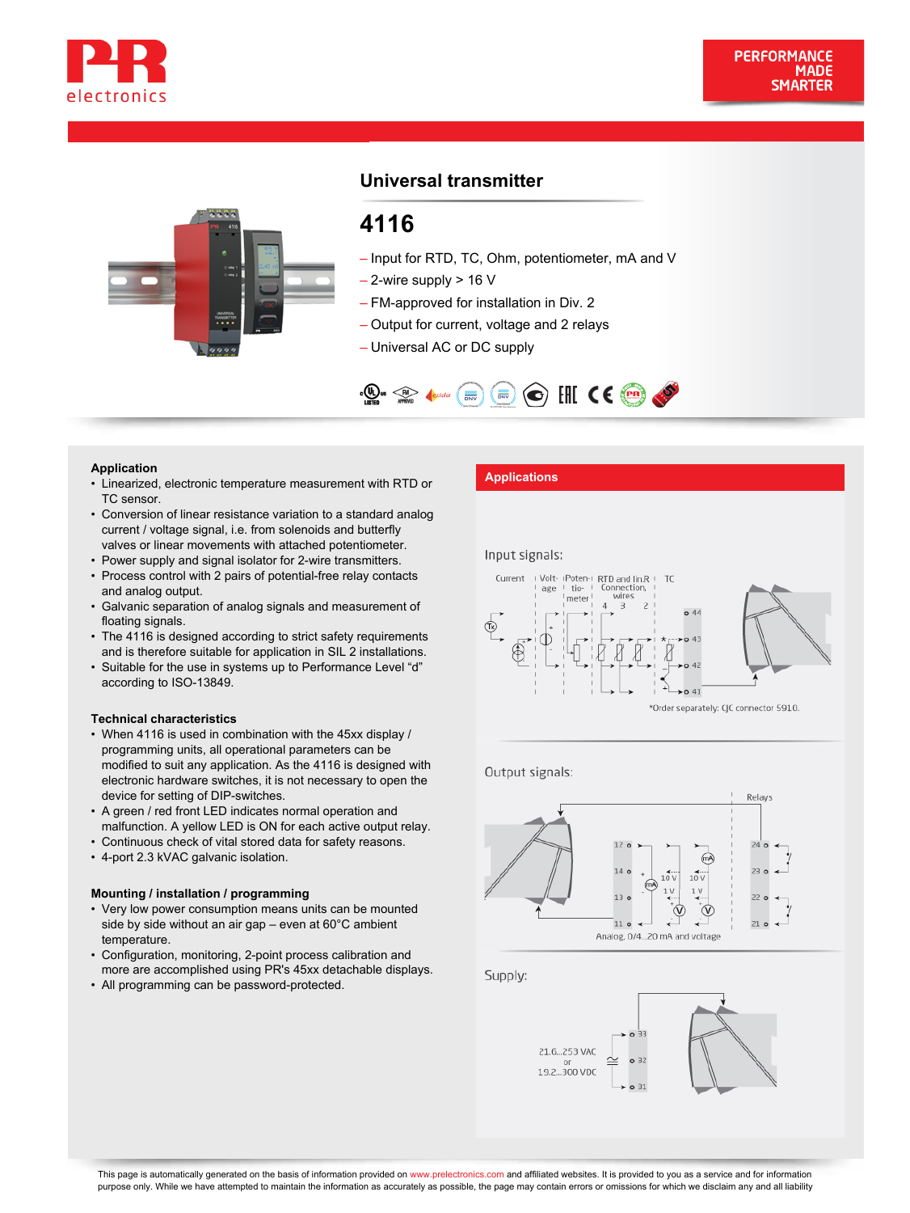# Universal transmitter

## 4116

- Input for RTD, TC, Ohm, potentiometer, mA and V
- 2-wire supply > 16 V
- FM-approved for installation in Div. 2
- Output for current, voltage and 2 relays
- Universal AC or DC supply

### Application

- Linearized, electronic temperature measurement with RTD or TC sensor.
- Conversion of linear resistance variation to a standard analog current / voltage signal, i.e. from solenoids and butterfly valves or linear movements with attached potentiometer.
- Power supply and signal isolator for 2-wire transmitters.
- Process control with 2 pairs of potential-free relay contacts and analog output.
- Galvanic separation of analog signals and measurement of floating signals.
- The 4116 is designed according to strict safety requirements and is therefore suitable for application in SIL 2 installations.
- Suitable for the use in systems up to Performance Level “d” according to ISO-13849.

### Technical characteristics

- When 4116 is used in combination with the 45xx display / programming units, all operational parameters can be modified to suit any application. As the 4116 is designed with electronic hardware switches, it is not necessary to open the device for setting of DIP-switches.
- A green / red front LED indicates normal operation and malfunction. A yellow LED is ON for each active output relay.
- Continuous check of vital stored data for safety reasons.
- 4-port 2.3 kVAC galvanic isolation.

### Mounting / installation / programming

- Very low power consumption means units can be mounted side by side without an air gap – even at 60°C ambient temperature.
- Configuration, monitoring, 2-point process calibration and more are accomplished using PR's 45xx detachable displays.
- All programming can be password-protected.

### Applications

Input signals:

Current | Voltage | Potentiometer | RTD and lin.R Connection, wires 4 3 2 | TC

44, 43, 42, 41

*Order separately: CJC connector 5910.

Output signals:

Relays: 24, 23, 22, 21

12, 14, 13, 11 — 10 V, 1 V

Analog, 0/4...20 mA and voltage

Supply:

21.6...253 VAC or 19.2...300 VDC

33, 32, 31

This page is automatically generated on the basis of information provided on www.prelectronics.com and affiliated websites. It is provided to you as a service and for information purpose only. While we have attempted to maintain the information as accurately as possible, the page may contain errors or omissions for which we disclaim any and all liability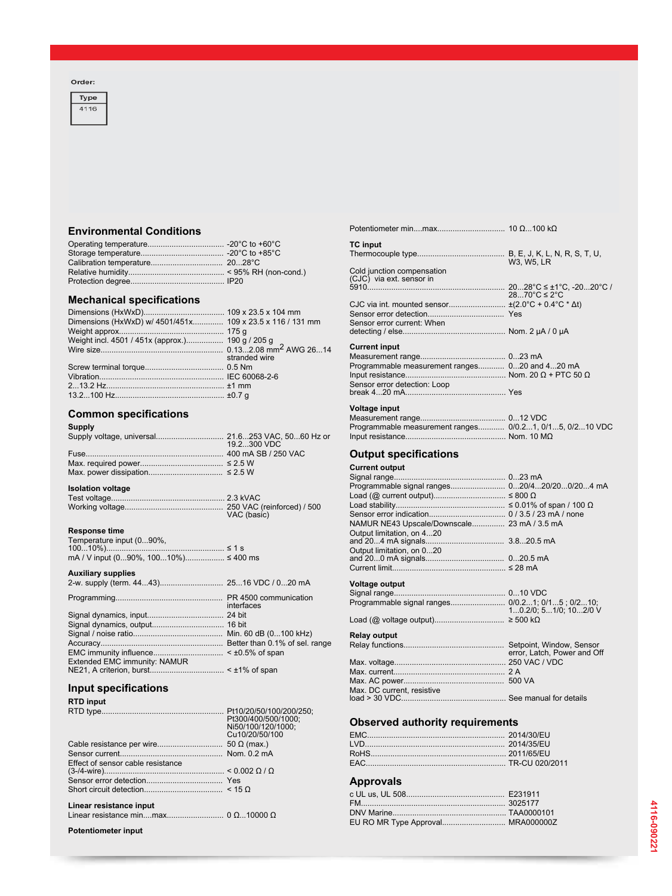**Order:**

| Type |
| --- |
| 4116 |

## Environmental Conditions

| | |
| --- | --- |
| Operating temperature | -20°C to +60°C |
| Storage temperature | -20°C to +85°C |
| Calibration temperature | 20...28°C |
| Relative humidity | < 95% RH (non-cond.) |
| Protection degree | IP20 |

## Mechanical specifications

| | |
| --- | --- |
| Dimensions (HxWxD) | 109 x 23.5 x 104 mm |
| Dimensions (HxWxD) w/ 4501/451x | 109 x 23.5 x 116 / 131 mm |
| Weight approx. | 175 g |
| Weight incl. 4501 / 451x (approx.) | 190 g / 205 g |
| Wire size | 0.13...2.08 mm$^2$ AWG 26...14 stranded wire |
| Screw terminal torque | 0.5 Nm |
| Vibration | IEC 60068-2-6 |
| 2...13.2 Hz | ±1 mm |
| 13.2...100 Hz | ±0.7 g |

## Common specifications

### Supply

| | |
| --- | --- |
| Supply voltage, universal | 21.6...253 VAC, 50...60 Hz or 19.2...300 VDC |
| Fuse | 400 mA SB / 250 VAC |
| Max. required power | ≤ 2.5 W |
| Max. power dissipation | ≤ 2.5 W |

### Isolation voltage

| | |
| --- | --- |
| Test voltage | 2.3 kVAC |
| Working voltage | 250 VAC (reinforced) / 500 VAC (basic) |

### Response time

| | |
| --- | --- |
| Temperature input (0...90%, 100...10%) | ≤ 1 s |
| mA / V input (0...90%, 100...10%) | ≤ 400 ms |

### Auxiliary supplies

| | |
| --- | --- |
| 2-w. supply (term. 44...43) | 25...16 VDC / 0...20 mA |
| Programming | PR 4500 communication interfaces |
| Signal dynamics, input | 24 bit |
| Signal dynamics, output | 16 bit |
| Signal / noise ratio | Min. 60 dB (0...100 kHz) |
| Accuracy | Better than 0.1% of sel. range |
| EMC immunity influence | < ±0.5% of span |
| Extended EMC immunity: NAMUR NE21, A criterion, burst | < ±1% of span |

## Input specifications

### RTD input

| | |
| --- | --- |
| RTD type | Pt10/20/50/100/200/250; Pt300/400/500/1000; Ni50/100/120/1000; Cu10/20/50/100 |
| Cable resistance per wire | 50 Ω (max.) |
| Sensor current | Nom. 0.2 mA |
| Effect of sensor cable resistance (3-/4-wire) | < 0.002 Ω / Ω |
| Sensor error detection | Yes |
| Short circuit detection | < 15 Ω |

### Linear resistance input

| | |
| --- | --- |
| Linear resistance min....max. | 0 Ω...10000 Ω |

### Potentiometer input

| | |
| --- | --- |
| Potentiometer min....max. | 10 Ω...100 kΩ |

### TC input

| | |
| --- | --- |
| Thermocouple type | B, E, J, K, L, N, R, S, T, U, W3, W5, LR |
| Cold junction compensation (CJC) via ext. sensor in 5910 | 20...28°C ≤ ±1°C, -20...20°C / 28...70°C ≤ 2°C |
| CJC via int. mounted sensor | ±(2.0°C + 0.4°C * Δt) |
| Sensor error detection | Yes |
| Sensor error current: When detecting / else | Nom. 2 µA / 0 µA |

### Current input

| | |
| --- | --- |
| Measurement range | 0...23 mA |
| Programmable measurement ranges | 0...20 and 4...20 mA |
| Input resistance | Nom. 20 Ω + PTC 50 Ω |
| Sensor error detection: Loop break 4...20 mA | Yes |

### Voltage input

| | |
| --- | --- |
| Measurement range | 0...12 VDC |
| Programmable measurement ranges | 0/0.2...1, 0/1...5, 0/2...10 VDC |
| Input resistance | Nom. 10 MΩ |

## Output specifications

### Current output

| | |
| --- | --- |
| Signal range | 0...23 mA |
| Programmable signal ranges | 0...20/4...20/20...0/20...4 mA |
| Load (@ current output) | ≤ 800 Ω |
| Load stability | ≤ 0.01% of span / 100 Ω |
| Sensor error indication | 0 / 3.5 / 23 mA / none |
| NAMUR NE43 Upscale/Downscale | 23 mA / 3.5 mA |
| Output limitation, on 4...20 and 20...4 mA signals | 3.8...20.5 mA |
| Output limitation, on 0...20 and 20...0 mA signals | 0...20.5 mA |
| Current limit | ≤ 28 mA |

### Voltage output

| | |
| --- | --- |
| Signal range | 0...10 VDC |
| Programmable signal ranges | 0/0.2...1; 0/1...5 ; 0/2...10; 1...0.2/0; 5...1/0; 10...2/0 V |
| Load (@ voltage output) | ≥ 500 kΩ |

### Relay output

| | |
| --- | --- |
| Relay functions | Setpoint, Window, Sensor error, Latch, Power and Off |
| Max. voltage | 250 VAC / VDC |
| Max. current | 2 A |
| Max. AC power | 500 VA |
| Max. DC current, resistive load > 30 VDC | See manual for details |

## Observed authority requirements

| | |
| --- | --- |
| EMC | 2014/30/EU |
| LVD | 2014/35/EU |
| RoHS | 2011/65/EU |
| EAC | TR-CU 020/2011 |

## Approvals

| | |
| --- | --- |
| c UL us, UL 508 | E231911 |
| FM | 3025177 |
| DNV Marine | TAA0000101 |
| EU RO MR Type Approval | MRA000000Z |

4116-09021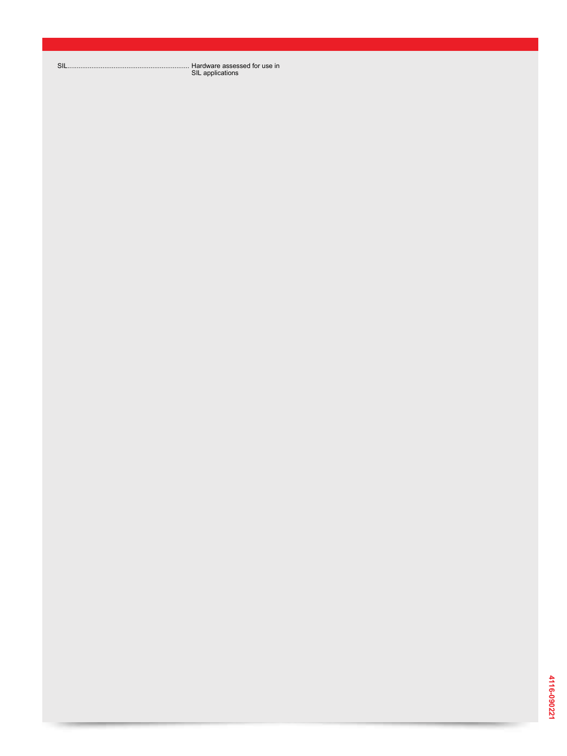SIL................................................................. Hardware assessed for use in SIL applications

4116-090221